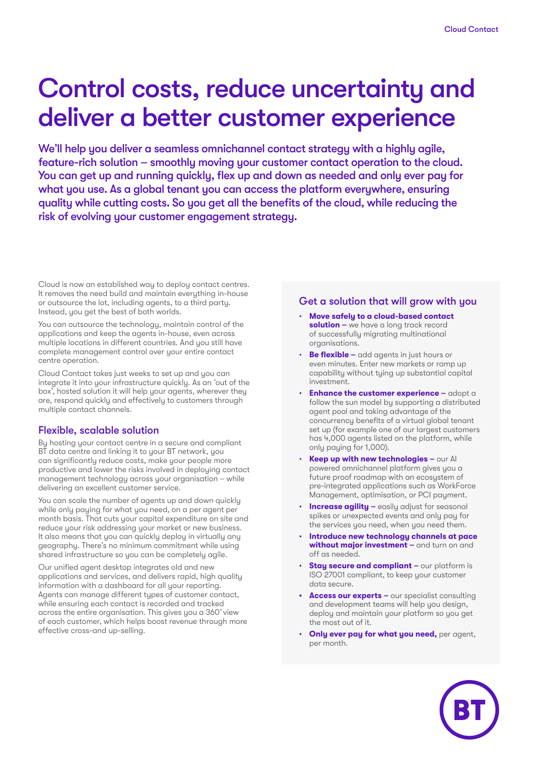# Control costs, reduce uncertainty and deliver a better customer experience

We'll help you deliver a seamless omnichannel contact strategy with a highly agile, feature-rich solution – smoothly moving your customer contact operation to the cloud. You can get up and running quickly, flex up and down as needed and only ever pay for what you use. As a global tenant you can access the platform everywhere, ensuring quality while cutting costs. So you get all the benefits of the cloud, while reducing the risk of evolving your customer engagement strategy.

Cloud is now an established way to deploy contact centres. It removes the need build and maintain everything in-house or outsource the lot, including agents, to a third party. Instead, you get the best of both worlds.

You can outsource the technology, maintain control of the applications and keep the agents in-house, even across multiple locations in different countries. And you still have complete management control over your entire contact centre operation.

Cloud Contact takes just weeks to set up and you can integrate it into your infrastructure quickly. As an 'out of the box', hosted solution it will help your agents, wherever they are, respond quickly and effectively to customers through multiple contact channels.

## Flexible, scalable solution

By hosting your contact centre in a secure and compliant BT data centre and linking it to your BT network, you can significantly reduce costs, make your people more productive and lower the risks involved in deploying contact management technology across your organisation – while delivering an excellent customer service.

You can scale the number of agents up and down quickly while only paying for what you need, on a per agent per month basis. That cuts your capital expenditure on site and reduce your risk addressing your market or new business. It also means that you can quickly deploy in virtually any geography. There's no minimum commitment while using shared infrastructure so you can be completely agile.

Our unified agent desktop integrates old and new applications and services, and delivers rapid, high quality information with a dashboard for all your reporting. Agents can manage different types of customer contact, while ensuring each contact is recorded and tracked across the entire organisation. This gives you a 360˚view of each customer, which helps boost revenue through more effective cross-and up-selling.

## Get a solution that will grow with you

- **Move safely to a cloud-based contact solution –** we have a long track record of successfully migrating multinational organisations.
- **Be flexible –** add agents in just hours or even minutes. Enter new markets or ramp up capability without tying up substantial capital investment.
- **Enhance the customer experience –** adopt a follow the sun model by supporting a distributed agent pool and taking advantage of the concurrency benefits of a virtual global tenant set up (for example one of our largest customers has 4,000 agents listed on the platform, while only paying for 1,000).
- **Keep up with new technologies –** our AI powered omnichannel platform gives you a future proof roadmap with an ecosystem of pre-integrated applications such as WorkForce Management, optimisation, or PCI payment.
- **Increase agility –** easily adjust for seasonal spikes or unexpected events and only pay for the services you need, when you need them.
- **Introduce new technology channels at pace without major investment –** and turn on and off as needed.
- **Stay secure and compliant –** our platform is ISO 27001 compliant, to keep your customer data secure.
- **Access our experts –** our specialist consulting and development teams will help you design, deploy and maintain your platform so you get the most out of it.
- **Only ever pay for what you need,** per agent, per month.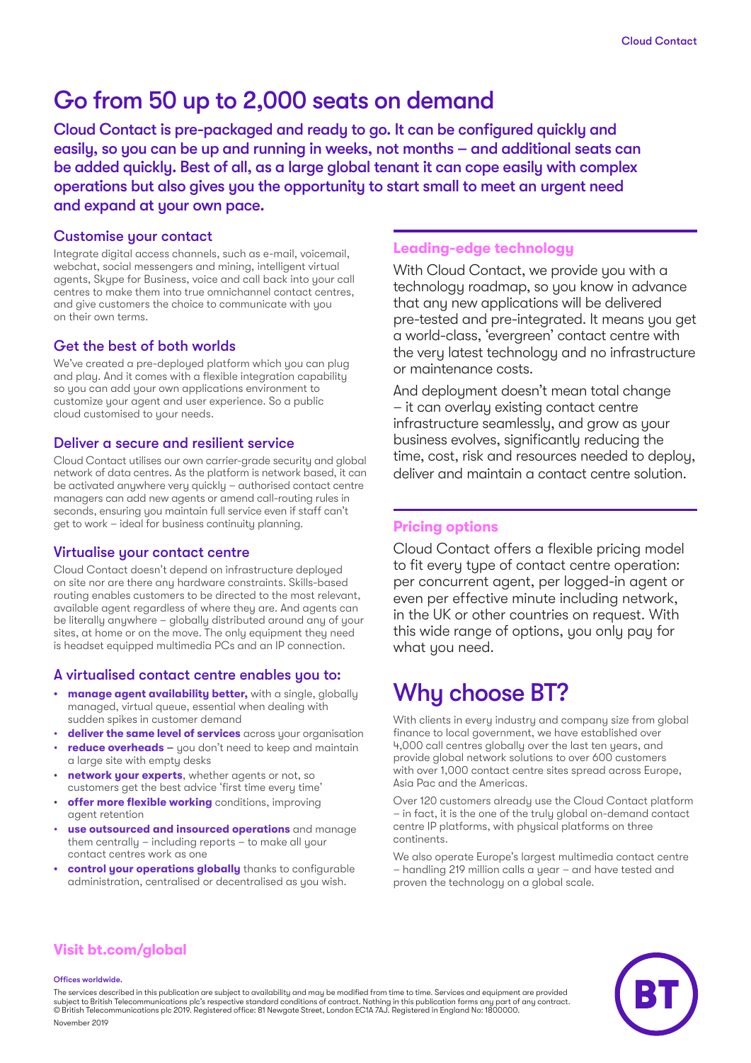# Go from 50 up to 2,000 seats on demand

**Cloud Contact is pre-packaged and ready to go. It can be configured quickly and easily, so you can be up and running in weeks, not months – and additional seats can be added quickly. Best of all, as a large global tenant it can cope easily with complex operations but also gives you the opportunity to start small to meet an urgent need and expand at your own pace.**

### Customise your contact

Integrate digital access channels, such as e-mail, voicemail, webchat, social messengers and mining, intelligent virtual agents, Skype for Business, voice and call back into your call centres to make them into true omnichannel contact centres, and give customers the choice to communicate with you on their own terms.

### Get the best of both worlds

We've created a pre-deployed platform which you can plug and play. And it comes with a flexible integration capability so you can add your own applications environment to customize your agent and user experience. So a public cloud customised to your needs.

### Deliver a secure and resilient service

Cloud Contact utilises our own carrier-grade security and global network of data centres. As the platform is network based, it can be activated anywhere very quickly – authorised contact centre managers can add new agents or amend call-routing rules in seconds, ensuring you maintain full service even if staff can't get to work – ideal for business continuity planning.

### Virtualise your contact centre

Cloud Contact doesn't depend on infrastructure deployed on site nor are there any hardware constraints. Skills-based routing enables customers to be directed to the most relevant, available agent regardless of where they are. And agents can be literally anywhere – globally distributed around any of your sites, at home or on the move. The only equipment they need is headset equipped multimedia PCs and an IP connection.

### A virtualised contact centre enables you to:

- **manage agent availability better,** with a single, globally managed, virtual queue, essential when dealing with sudden spikes in customer demand
- **deliver the same level of services** across your organisation
- **reduce overheads –** you don't need to keep and maintain a large site with empty desks
- **network your experts**, whether agents or not, so customers get the best advice 'first time every time'
- **offer more flexible working** conditions, improving agent retention
- **use outsourced and insourced operations** and manage them centrally – including reports – to make all your contact centres work as one
- **control your operations globally** thanks to configurable administration, centralised or decentralised as you wish.

### Leading-edge technology

With Cloud Contact, we provide you with a technology roadmap, so you know in advance that any new applications will be delivered pre-tested and pre-integrated. It means you get a world-class, 'evergreen' contact centre with the very latest technology and no infrastructure or maintenance costs.

And deployment doesn't mean total change – it can overlay existing contact centre infrastructure seamlessly, and grow as your business evolves, significantly reducing the time, cost, risk and resources needed to deploy, deliver and maintain a contact centre solution.

### Pricing options

Cloud Contact offers a flexible pricing model to fit every type of contact centre operation: per concurrent agent, per logged-in agent or even per effective minute including network, in the UK or other countries on request. With this wide range of options, you only pay for what you need.

## Why choose BT?

With clients in every industry and company size from global finance to local government, we have established over 4,000 call centres globally over the last ten years, and provide global network solutions to over 600 customers with over 1,000 contact centre sites spread across Europe, Asia Pac and the Americas.

Over 120 customers already use the Cloud Contact platform – in fact, it is the one of the truly global on-demand contact centre IP platforms, with physical platforms on three continents.

We also operate Europe's largest multimedia contact centre – handling 219 million calls a year – and have tested and proven the technology on a global scale.

**Visit bt.com/global**

**Offices worldwide.**

The services described in this publication are subject to availability and may be modified from time to time. Services and equipment are provided subject to British Telecommunications plc's respective standard conditions of contract. Nothing in this publication forms any part of any contract.
© British Telecommunications plc 2019. Registered office: 81 Newgate Street, London EC1A 7AJ. Registered in England No: 1800000.

November 2019